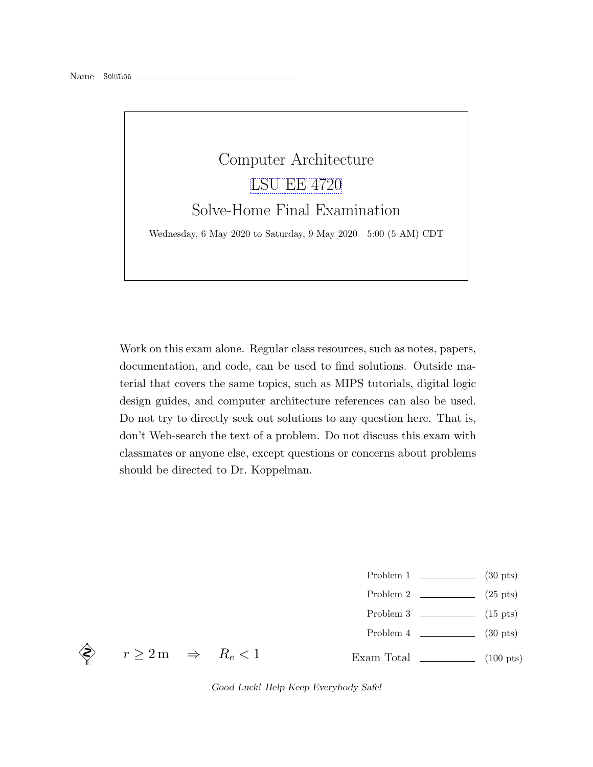Name Solution

# Computer Architecture

# LSU EE 4720

# Solve-Home Final Examination

Wednesday, 6 May 2020 to Saturday, 9 May 2020 5:00 (5 AM) CDT

Work on this exam alone. Regular class resources, such as notes, papers, documentation, and code, can be used to find solutions. Outside material that covers the same topics, such as MIPS tutorials, digital logic design guides, and computer architecture references can also be used. Do not try to directly seek out solutions to any question here. That is, don't Web-search the text of a problem. Do not discuss this exam with classmates or anyone else, except questions or concerns about problems should be directed to Dr. Koppelman.

| | | |
|---|---|---|
| Problem 1 | | (30 pts) |
| Problem 2 | | (25 pts) |
| Problem 3 | | (15 pts) |
| Problem 4 | | (30 pts) |
| Exam Total | | (100 pts) |

$r \geq 2\,\mathrm{m} \quad \Rightarrow \quad R_e < 1$

*Good Luck! Help Keep Everybody Safe!*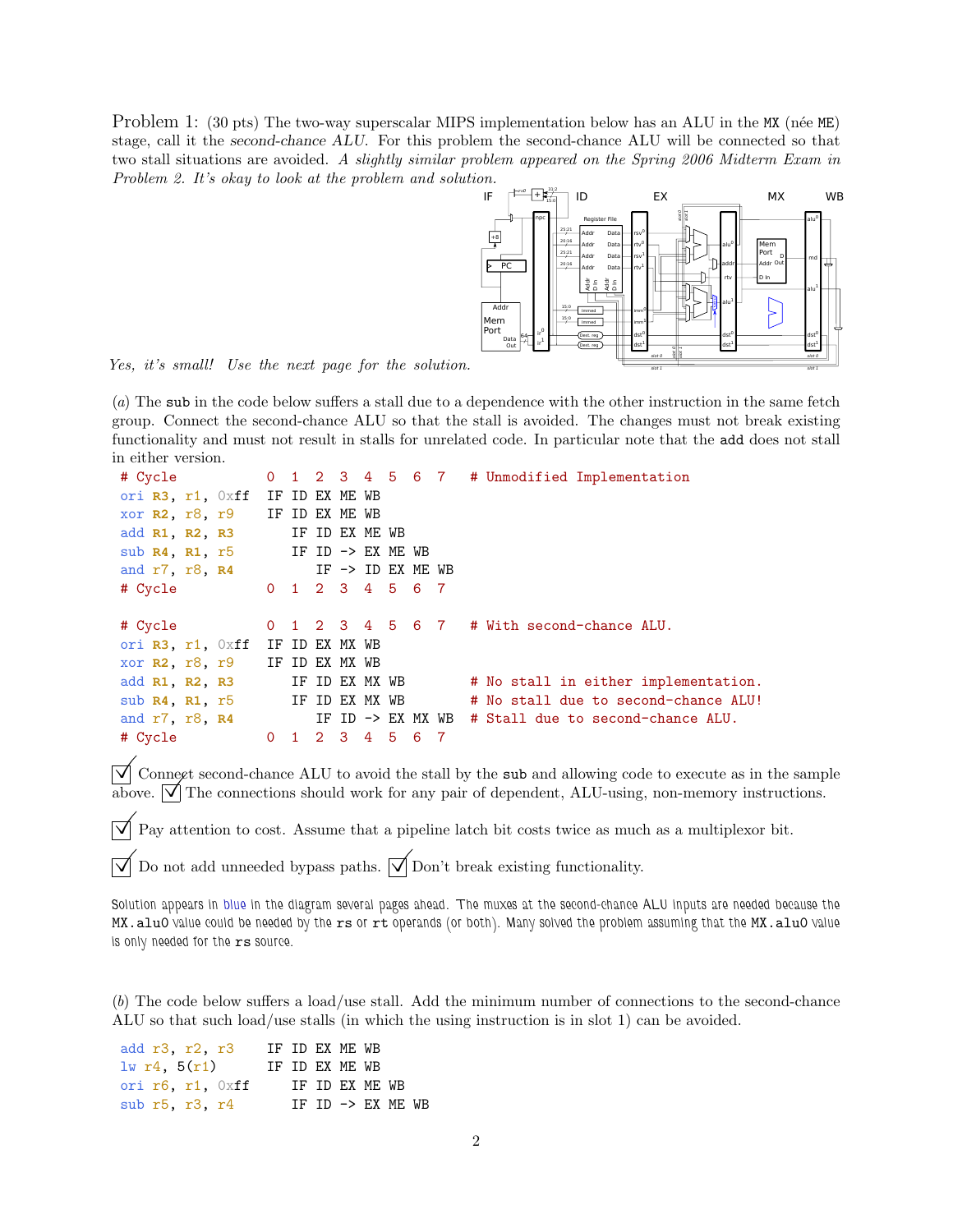Problem 1: (30 pts) The two-way superscalar MIPS implementation below has an ALU in the MX (née ME) stage, call it the *second-chance ALU*. For this problem the second-chance ALU will be connected so that two stall situations are avoided. *A slightly similar problem appeared on the Spring 2006 Midterm Exam in Problem 2. It's okay to look at the problem and solution.*

*Yes, it's small! Use the next page for the solution.*

(*a*) The sub in the code below suffers a stall due to a dependence with the other instruction in the same fetch group. Connect the second-chance ALU so that the stall is avoided. The changes must not break existing functionality and must not result in stalls for unrelated code. In particular note that the add does not stall in either version.

```
# Cycle           0  1  2  3  4  5  6  7   # Unmodified Implementation
ori R3, r1, 0xff  IF ID EX ME WB
xor R2, r8, r9    IF ID EX ME WB
add R1, R2, R3       IF ID EX ME WB
sub R4, R1, r5       IF ID -> EX ME WB
and r7, r8, R4          IF -> ID EX ME WB
# Cycle           0  1  2  3  4  5  6  7

# Cycle           0  1  2  3  4  5  6  7   # With second-chance ALU.
ori R3, r1, 0xff  IF ID EX MX WB
xor R2, r8, r9    IF ID EX MX WB
add R1, R2, R3       IF ID EX MX WB        # No stall in either implementation.
sub R4, R1, r5       IF ID EX MX WB        # No stall due to second-chance ALU!
and r7, r8, R4          IF ID -> EX MX WB  # Stall due to second-chance ALU.
# Cycle           0  1  2  3  4  5  6  7
```

☑ Connect second-chance ALU to avoid the stall by the sub and allowing code to execute as in the sample above. ☑ The connections should work for any pair of dependent, ALU-using, non-memory instructions.

☑ Pay attention to cost. Assume that a pipeline latch bit costs twice as much as a multiplexor bit.

☑ Do not add unneeded bypass paths. ☑ Don't break existing functionality.

Solution appears in blue in the diagram several pages ahead. The muxes at the second-chance ALU inputs are needed because the MX.alu0 value could be needed by the rs or rt operands (or both). Many solved the problem assuming that the MX.alu0 value is only needed for the rs source.

(*b*) The code below suffers a load/use stall. Add the minimum number of connections to the second-chance ALU so that such load/use stalls (in which the using instruction is in slot 1) can be avoided.

```
add r3, r2, r3    IF ID EX ME WB
lw r4, 5(r1)      IF ID EX ME WB
ori r6, r1, 0xff     IF ID EX ME WB
sub r5, r3, r4       IF ID -> EX ME WB
```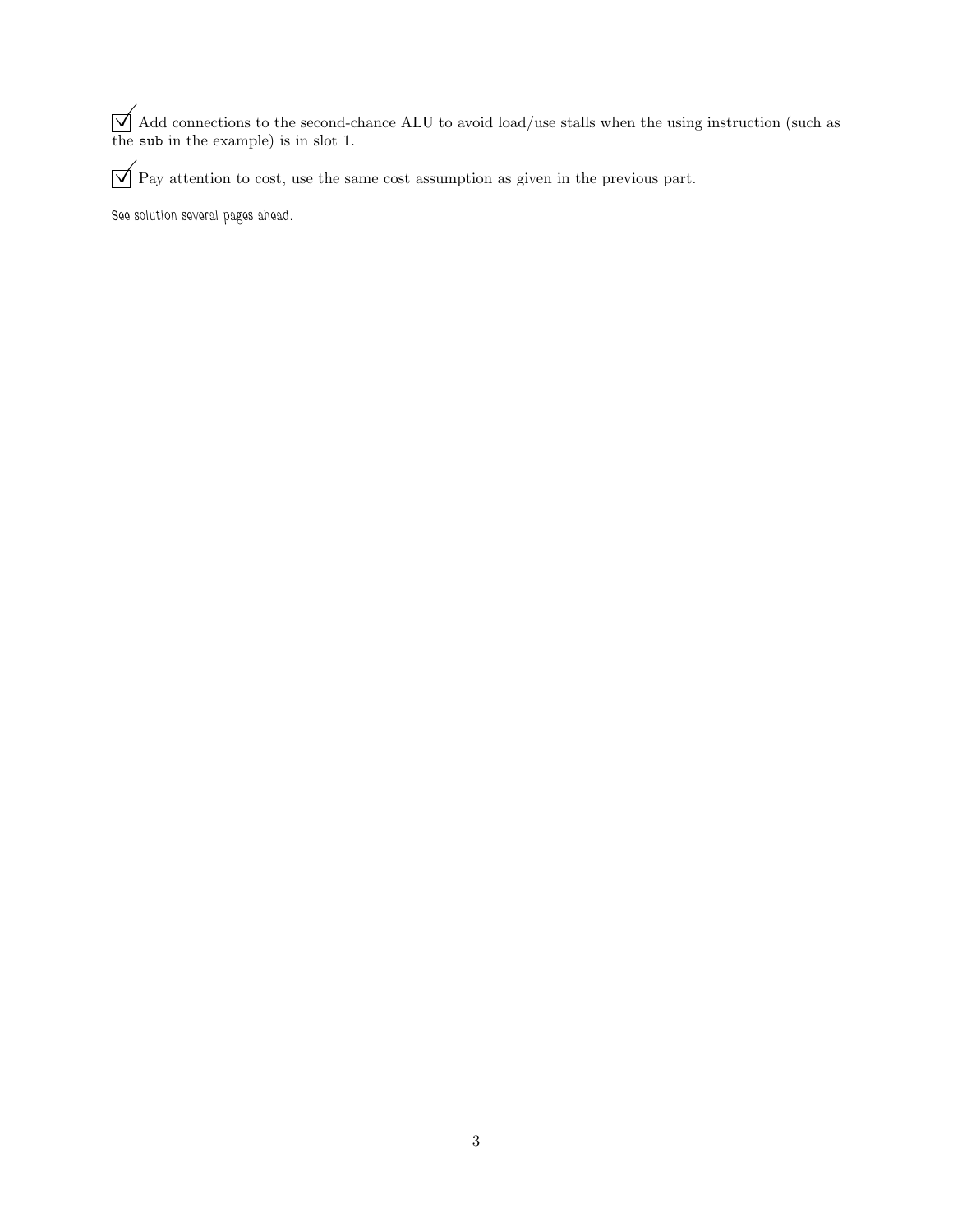☑ Add connections to the second-chance ALU to avoid load/use stalls when the using instruction (such as the `sub` in the example) is in slot 1.

☑ Pay attention to cost, use the same cost assumption as given in the previous part.

See solution several pages ahead.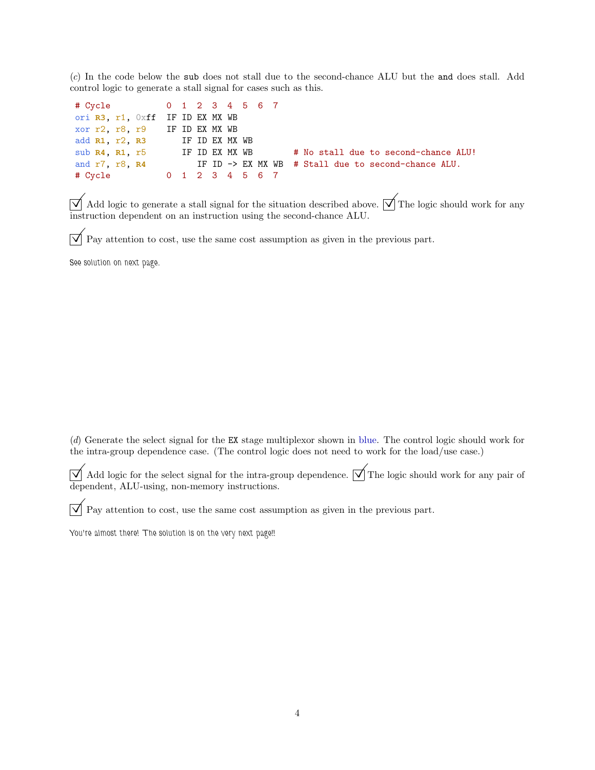(*c*) In the code below the `sub` does not stall due to the second-chance ALU but the `and` does stall. Add control logic to generate a stall signal for cases such as this.

```
# Cycle           0  1  2  3  4  5  6  7
ori R3, r1, 0xff  IF ID EX MX WB
xor r2, r8, r9    IF ID EX MX WB
add R1, r2, R3       IF ID EX MX WB
sub R4, R1, r5       IF ID EX MX WB        # No stall due to second-chance ALU!
and r7, r8, R4          IF ID -> EX MX WB  # Stall due to second-chance ALU.
# Cycle           0  1  2  3  4  5  6  7
```

☑ Add logic to generate a stall signal for the situation described above. ☑ The logic should work for any instruction dependent on an instruction using the second-chance ALU.

☑ Pay attention to cost, use the same cost assumption as given in the previous part.

See solution on next page.

(*d*) Generate the select signal for the `EX` stage multiplexor shown in blue. The control logic should work for the intra-group dependence case. (The control logic does not need to work for the load/use case.)

☑ Add logic for the select signal for the intra-group dependence. ☑ The logic should work for any pair of dependent, ALU-using, non-memory instructions.

☑ Pay attention to cost, use the same cost assumption as given in the previous part.

You're almost there! The solution is on the very next page!!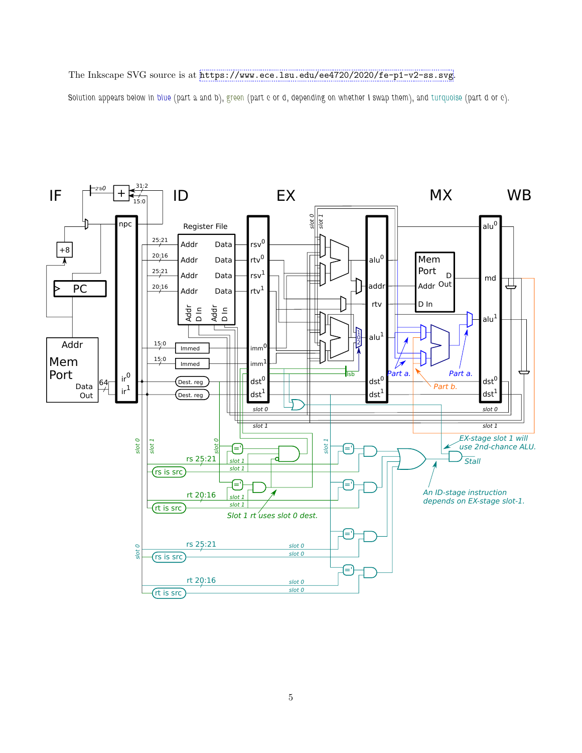The Inkscape SVG source is at https://www.ece.lsu.edu/ee4720/2020/fe-p1-v2-ss.svg.

Solution appears below in blue (part a and b), green (part c or d, depending on whether I swap them), and turquoise (part d or c).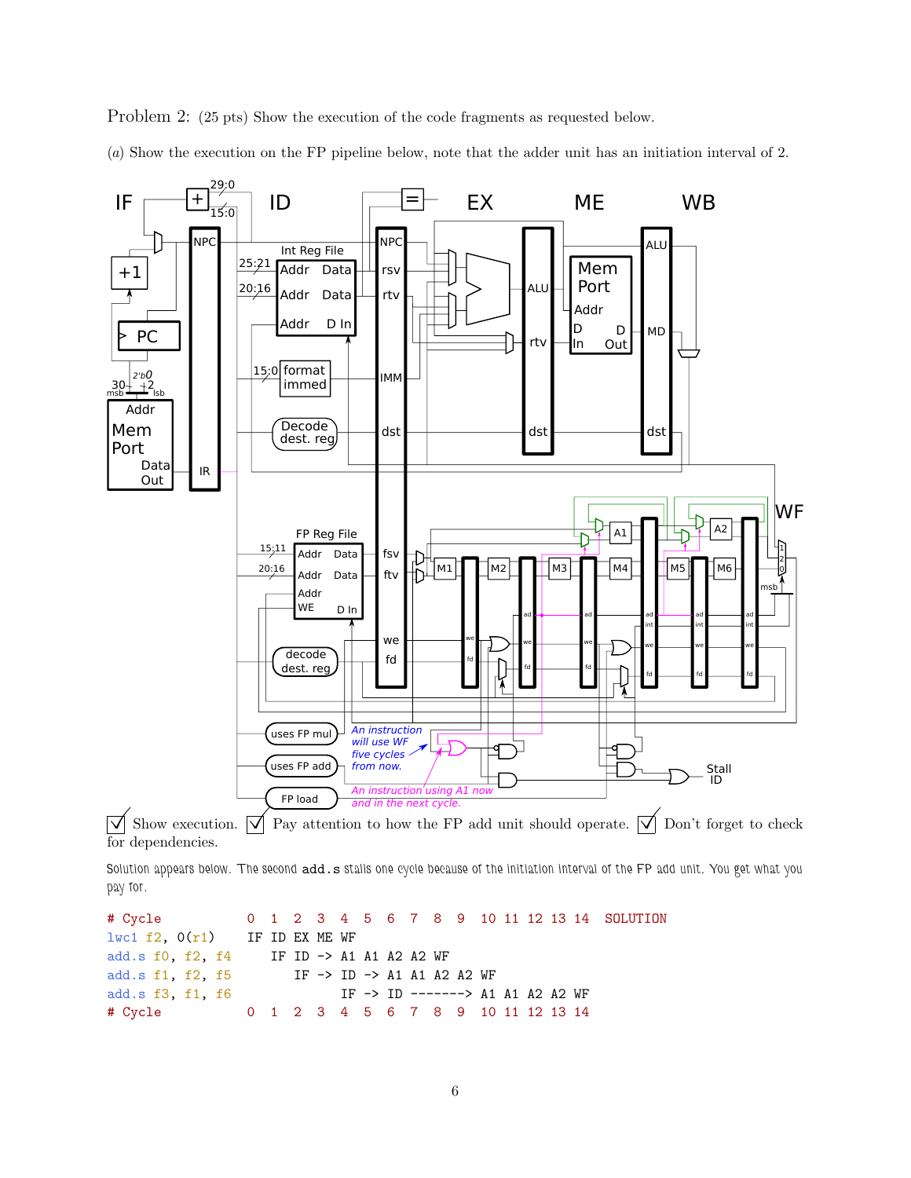Problem 2: (25 pts) Show the execution of the code fragments as requested below.

(*a*) Show the execution on the FP pipeline below, note that the adder unit has an initiation interval of 2.

☑ Show execution. ☑ Pay attention to how the FP add unit should operate. ☑ Don't forget to check for dependencies.

Solution appears below. The second `add.s` stalls one cycle because of the initiation interval of the FP add unit. You get what you pay for.

```
# Cycle             0  1  2  3  4  5  6  7  8  9  10 11 12 13 14  SOLUTION
lwc1 f2, 0(r1)      IF ID EX ME WF
add.s f0, f2, f4       IF ID -> A1 A1 A2 A2 WF
add.s f1, f2, f5          IF -> ID -> A1 A1 A2 A2 WF
add.s f3, f1, f6                IF -> ID -------> A1 A1 A2 A2 WF
# Cycle             0  1  2  3  4  5  6  7  8  9  10 11 12 13 14
```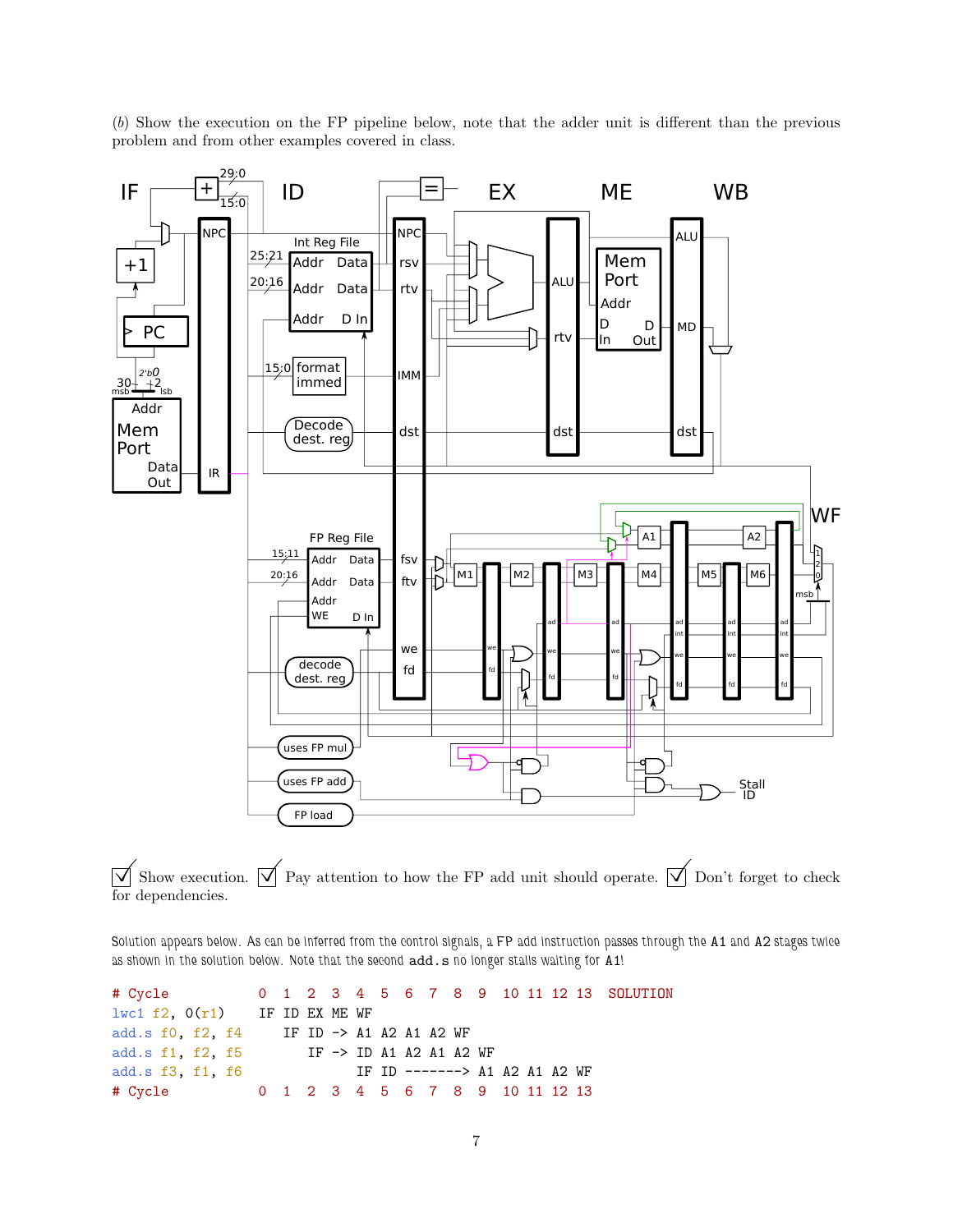(b) Show the execution on the FP pipeline below, note that the adder unit is different than the previous problem and from other examples covered in class.

☑ Show execution. ☑ Pay attention to how the FP add unit should operate. ☑ Don't forget to check for dependencies.

Solution appears below. As can be inferred from the control signals, a FP add instruction passes through the A1 and A2 stages twice as shown in the solution below. Note that the second add.s no longer stalls waiting for A1!

```
# Cycle           0  1  2  3  4  5  6  7  8  9  10 11 12 13  SOLUTION
lwc1 f2, 0(r1)    IF ID EX ME WF
add.s f0, f2, f4     IF ID -> A1 A2 A1 A2 WF
add.s f1, f2, f5        IF -> ID A1 A2 A1 A2 WF
add.s f3, f1, f6              IF ID -------> A1 A2 A1 A2 WF
# Cycle           0  1  2  3  4  5  6  7  8  9  10 11 12 13
```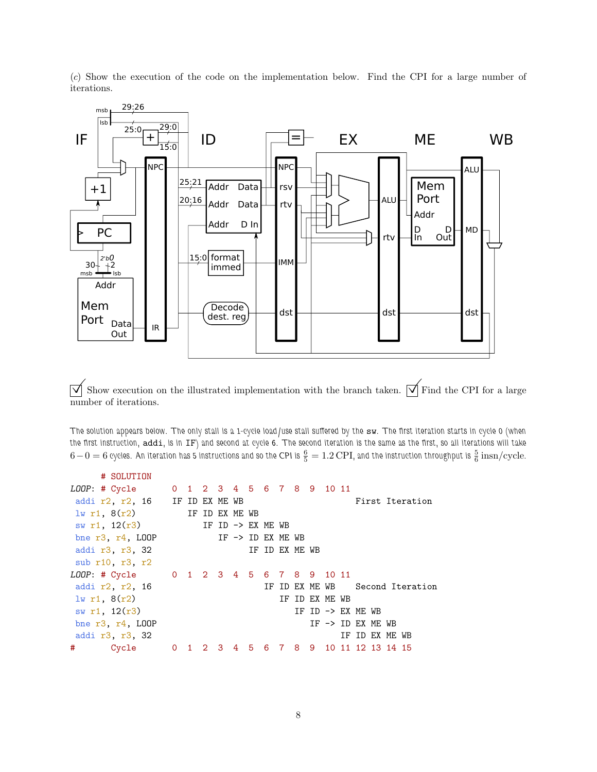(c) Show the execution of the code on the implementation below. Find the CPI for a large number of iterations.

☑ Show execution on the illustrated implementation with the branch taken. ☑ Find the CPI for a large number of iterations.

The solution appears below. The only stall is a 1-cycle load/use stall suffered by the sw. The first iteration starts in cycle 0 (when the first instruction, addi, is in IF) and second at cycle 6. The second iteration is the same as the first, so all iterations will take $6 - 0 = 6$ cycles. An iteration has 5 instructions and so the CPI is $\frac{6}{5} = 1.2$ CPI, and the instruction throughput is $\frac{5}{6}$ insn/cycle.

```
      # SOLUTION
LOOP: # Cycle        0  1  2  3  4  5  6  7  8  9  10 11
 addi r2, r2, 16     IF ID EX ME WB                  First Iteration
 lw r1, 8(r2)           IF ID EX ME WB
 sw r1, 12(r3)             IF ID -> EX ME WB
 bne r3, r4, LOOP             IF -> ID EX ME WB
 addi r3, r3, 32                    IF ID EX ME WB
 sub r10, r3, r2
LOOP: # Cycle        0  1  2  3  4  5  6  7  8  9  10 11
 addi r2, r2, 16                       IF ID EX ME WB    Second Iteration
 lw r1, 8(r2)                             IF ID EX ME WB
 sw r1, 12(r3)                               IF ID -> EX ME WB
 bne r3, r4, LOOP                               IF -> ID EX ME WB
 addi r3, r3, 32                                      IF ID EX ME WB
#       Cycle        0  1  2  3  4  5  6  7  8  9  10 11 12 13 14 15
```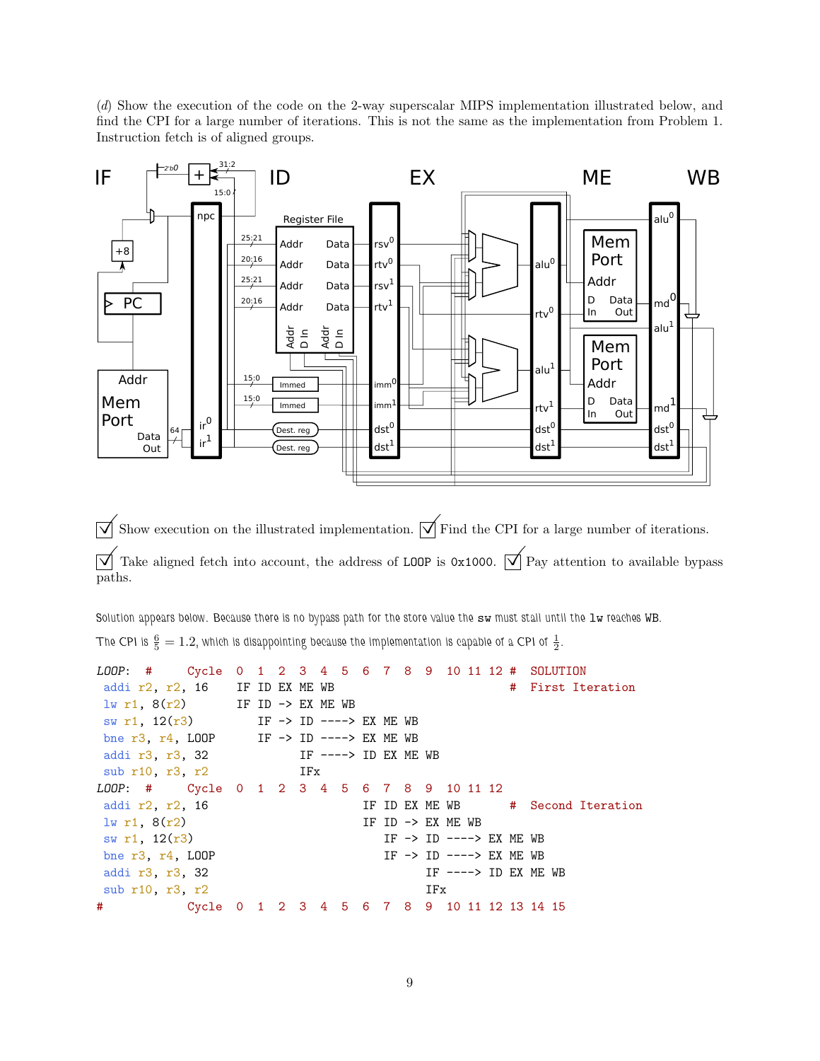(*d*) Show the execution of the code on the 2-way superscalar MIPS implementation illustrated below, and find the CPI for a large number of iterations. This is not the same as the implementation from Problem 1. Instruction fetch is of aligned groups.

☑ Show execution on the illustrated implementation. ☑ Find the CPI for a large number of iterations.

☑ Take aligned fetch into account, the address of LOOP is 0x1000. ☑ Pay attention to available bypass paths.

Solution appears below. Because there is no bypass path for the store value the `sw` must stall until the `lw` reaches WB.

The CPI is $\frac{6}{5} = 1.2$, which is disappointing because the implementation is capable of a CPI of $\frac{1}{2}$.

```
LOOP:  #     Cycle  0  1  2  3  4  5  6  7  8  9  10 11 12 #  SOLUTION
 addi r2, r2, 16    IF ID EX ME WB                          #  First Iteration
 lw r1, 8(r2)       IF ID -> EX ME WB
 sw r1, 12(r3)         IF -> ID ----> EX ME WB
 bne r3, r4, LOOP      IF -> ID ----> EX ME WB
 addi r3, r3, 32             IF ----> ID EX ME WB
 sub r10, r3, r2             IFx
LOOP:  #     Cycle  0  1  2  3  4  5  6  7  8  9  10 11 12
 addi r2, r2, 16                      IF ID EX ME WB        #  Second Iteration
 lw r1, 8(r2)                         IF ID -> EX ME WB
 sw r1, 12(r3)                           IF -> ID ----> EX ME WB
 bne r3, r4, LOOP                        IF -> ID ----> EX ME WB
 addi r3, r3, 32                               IF ----> ID EX ME WB
 sub r10, r3, r2                               IFx
#            Cycle  0  1  2  3  4  5  6  7  8  9  10 11 12 13 14 15
```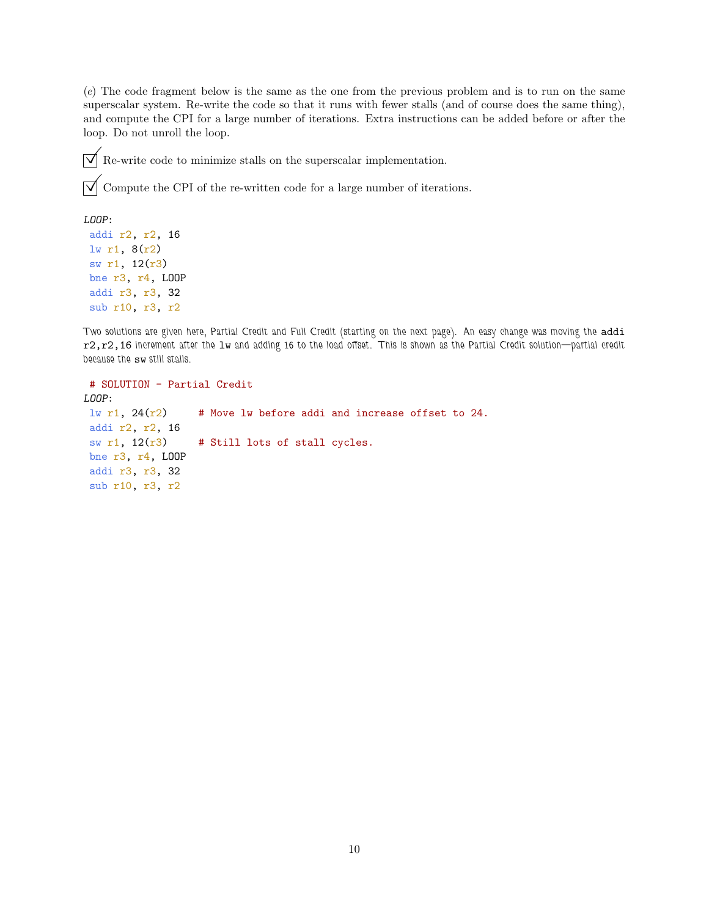(*e*) The code fragment below is the same as the one from the previous problem and is to run on the same superscalar system. Re-write the code so that it runs with fewer stalls (and of course does the same thing), and compute the CPI for a large number of iterations. Extra instructions can be added before or after the loop. Do not unroll the loop.

☑ Re-write code to minimize stalls on the superscalar implementation.

☑ Compute the CPI of the re-written code for a large number of iterations.

```
LOOP:
 addi r2, r2, 16
 lw r1, 8(r2)
 sw r1, 12(r3)
 bne r3, r4, LOOP
 addi r3, r3, 32
 sub r10, r3, r2
```

Two solutions are given here, Partial Credit and Full Credit (starting on the next page). An easy change was moving the `addi r2,r2,16` increment after the `lw` and adding 16 to the load offset. This is shown as the Partial Credit solution—partial credit because the `sw` still stalls.

```
 # SOLUTION - Partial Credit
LOOP:
 lw r1, 24(r2)     # Move lw before addi and increase offset to 24.
 addi r2, r2, 16
 sw r1, 12(r3)     # Still lots of stall cycles.
 bne r3, r4, LOOP
 addi r3, r3, 32
 sub r10, r3, r2
```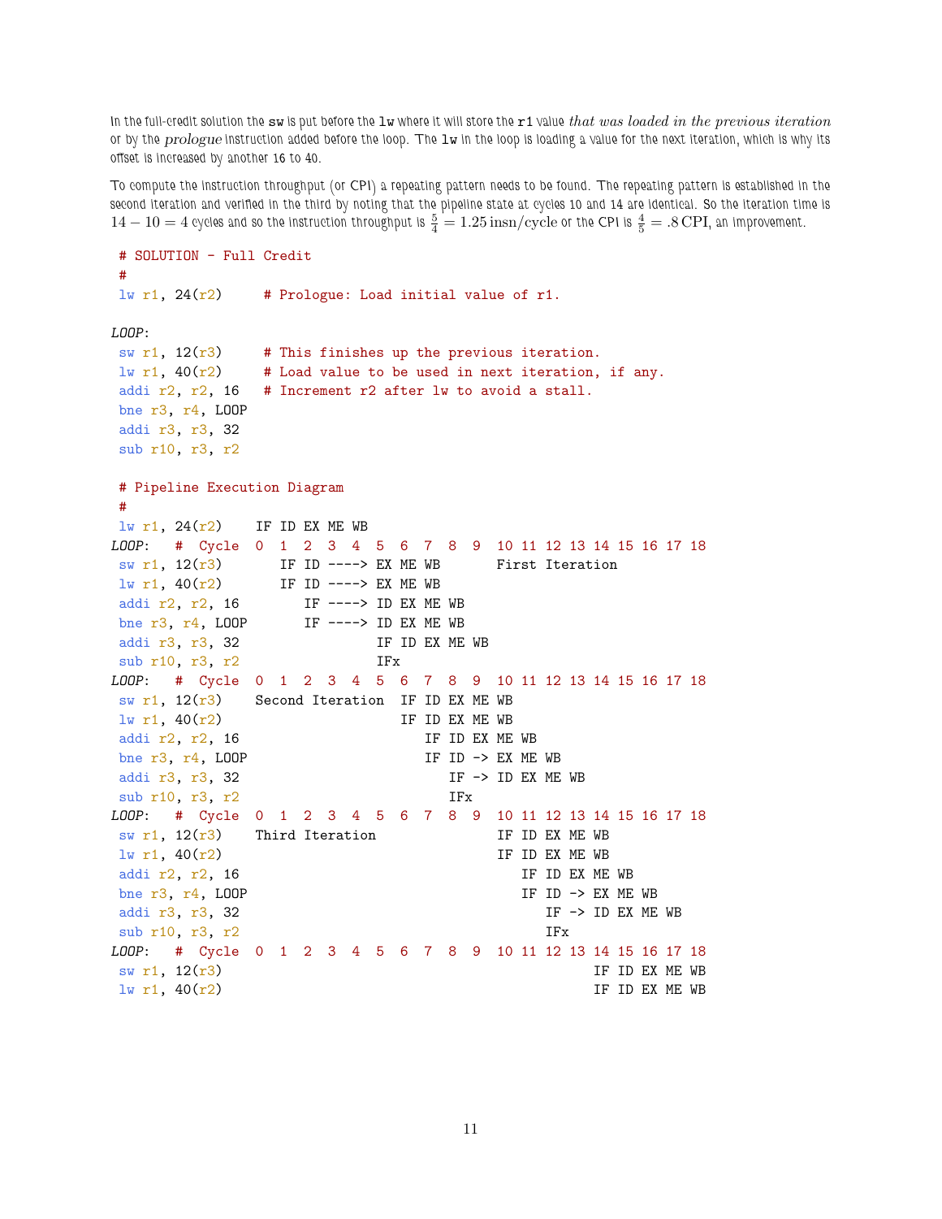In the full-credit solution the `sw` is put before the `lw` where it will store the `r1` value *that was loaded in the previous iteration* or by the *prologue* instruction added before the loop. The `lw` in the loop is loading a value for the next iteration, which is why its offset is increased by another 16 to 40.

To compute the instruction throughput (or CPI) a repeating pattern needs to be found. The repeating pattern is established in the second iteration and verified in the third by noting that the pipeline state at cycles 10 and 14 are identical. So the iteration time is $14 - 10 = 4$ cycles and so the instruction throughput is $\frac{5}{4} = 1.25\,\text{insn/cycle}$ or the CPI is $\frac{4}{5} = .8\,\text{CPI}$, an improvement.

```
 # SOLUTION - Full Credit
 #
 lw r1, 24(r2)     # Prologue: Load initial value of r1.

LOOP:
 sw r1, 12(r3)     # This finishes up the previous iteration.
 lw r1, 40(r2)     # Load value to be used in next iteration, if any.
 addi r2, r2, 16   # Increment r2 after lw to avoid a stall.
 bne r3, r4, LOOP
 addi r3, r3, 32
 sub r10, r3, r2

 # Pipeline Execution Diagram
 #
 lw r1, 24(r2)    IF ID EX ME WB
LOOP:   #  Cycle  0  1  2  3  4  5  6  7  8  9  10 11 12 13 14 15 16 17 18
 sw r1, 12(r3)       IF ID ----> EX ME WB       First Iteration
 lw r1, 40(r2)       IF ID ----> EX ME WB
 addi r2, r2, 16        IF ----> ID EX ME WB
 bne r3, r4, LOOP       IF ----> ID EX ME WB
 addi r3, r3, 32                 IF ID EX ME WB
 sub r10, r3, r2                 IFx
LOOP:   #  Cycle  0  1  2  3  4  5  6  7  8  9  10 11 12 13 14 15 16 17 18
 sw r1, 12(r3)    Second Iteration  IF ID EX ME WB
 lw r1, 40(r2)                      IF ID EX ME WB
 addi r2, r2, 16                       IF ID EX ME WB
 bne r3, r4, LOOP                      IF ID -> EX ME WB
 addi r3, r3, 32                          IF -> ID EX ME WB
 sub r10, r3, r2                          IFx
LOOP:   #  Cycle  0  1  2  3  4  5  6  7  8  9  10 11 12 13 14 15 16 17 18
 sw r1, 12(r3)    Third Iteration               IF ID EX ME WB
 lw r1, 40(r2)                                  IF ID EX ME WB
 addi r2, r2, 16                                   IF ID EX ME WB
 bne r3, r4, LOOP                                  IF ID -> EX ME WB
 addi r3, r3, 32                                      IF -> ID EX ME WB
 sub r10, r3, r2                                      IFx
LOOP:   #  Cycle  0  1  2  3  4  5  6  7  8  9  10 11 12 13 14 15 16 17 18
 sw r1, 12(r3)                                              IF ID EX ME WB
 lw r1, 40(r2)                                              IF ID EX ME WB
```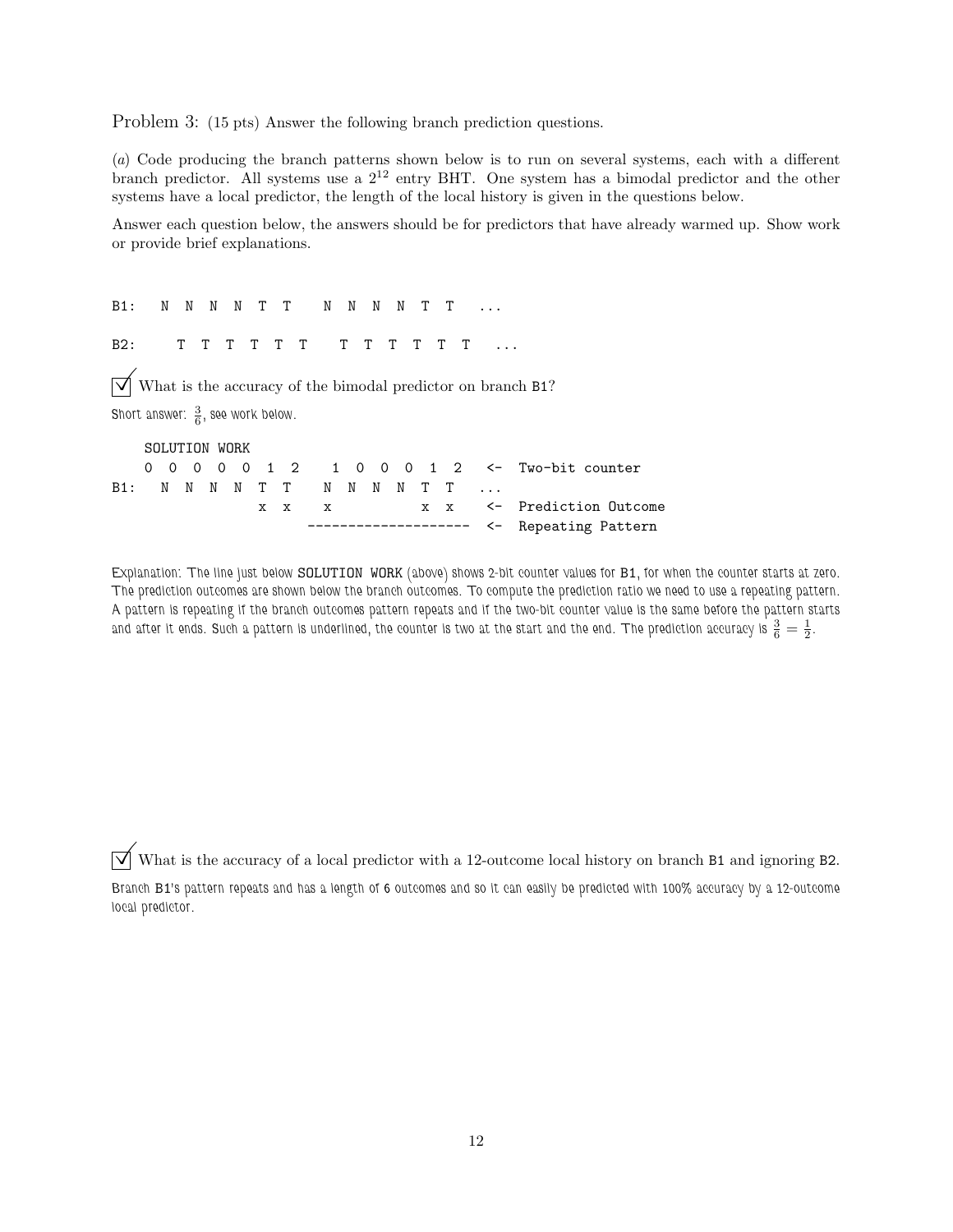Problem 3: (15 pts) Answer the following branch prediction questions.

(*a*) Code producing the branch patterns shown below is to run on several systems, each with a different branch predictor. All systems use a $2^{12}$ entry BHT. One system has a bimodal predictor and the other systems have a local predictor, the length of the local history is given in the questions below.

Answer each question below, the answers should be for predictors that have already warmed up. Show work or provide brief explanations.

```
B1:   N  N  N  N  T  T    N  N  N  N  T  T   ...

B2:     T  T  T  T  T  T    T  T  T  T  T  T   ...
```

☑ What is the accuracy of the bimodal predictor on branch B1?

Short answer: $\frac{3}{6}$, see work below.

```
    SOLUTION WORK
    0  0  0  0  0  1  2    1  0  0  0  1  2   <-  Two-bit counter
B1:   N  N  N  N  T  T    N  N  N  N  T  T   ...
                  x  x    x           x  x   <-  Prediction Outcome
                        --------------------  <-  Repeating Pattern
```

Explanation: The line just below SOLUTION WORK (above) shows 2-bit counter values for B1, for when the counter starts at zero. The prediction outcomes are shown below the branch outcomes. To compute the prediction ratio we need to use a repeating pattern. A pattern is repeating if the branch outcomes pattern repeats and if the two-bit counter value is the same before the pattern starts and after it ends. Such a pattern is underlined, the counter is two at the start and the end. The prediction accuracy is $\frac{3}{6} = \frac{1}{2}$.

☑ What is the accuracy of a local predictor with a 12-outcome local history on branch B1 and ignoring B2.

Branch B1's pattern repeats and has a length of 6 outcomes and so it can easily be predicted with 100% accuracy by a 12-outcome local predictor.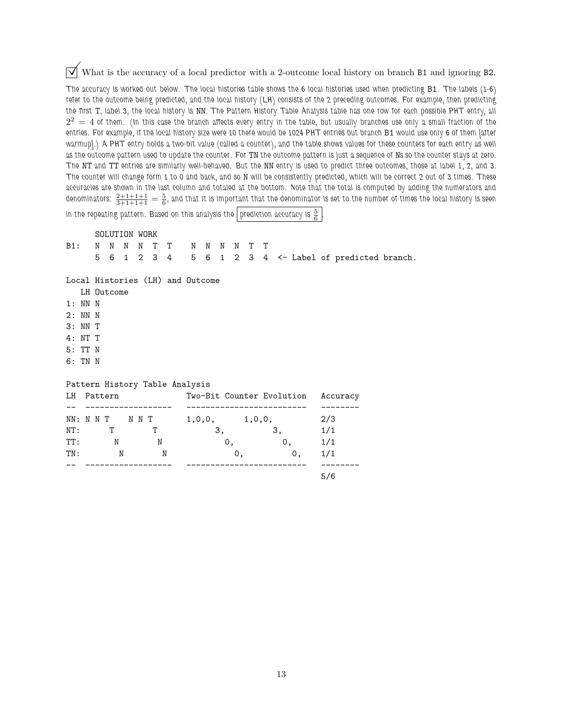☑ What is the accuracy of a local predictor with a 2-outcome local history on branch B1 and ignoring B2.

*The accuracy is worked out below. The local histories table shows the 6 local histories used when predicting B1. The labels (1-6) refer to the outcome being predicted, and the local history (LH) consists of the 2 preceding outcomes. For example, then predicting the first T, label 3, the local history is NN. The Pattern History Table Analysis table has one row for each possible PHT entry, all $2^2 = 4$ of them. (In this case the branch affects every entry in the table, but usually branches use only a small fraction of the entries. For example, if the local history size were 10 there would be 1024 PHT entries but branch B1 would use only 6 of them [after warmup].) A PHT entry holds a two-bit value (called a counter), and the table shows values for these counters for each entry as well as the outcome pattern used to update the counter. For TN the outcome pattern is just a sequence of Ns so the counter stays at zero. The NT and TT entries are similarly well-behaved. But the NN entry is used to predict three outcomes, those at label 1, 2, and 3. The counter will change form 1 to 0 and back, and so N will be consistently predicted, which will be correct 2 out of 3 times. These accuracies are shown in the last column and totaled at the bottom. Note that the total is computed by adding the numerators and denominators: $\frac{2+1+1+1}{3+1+1+1} = \frac{5}{6}$, and that it is important that the denominator is set to the number of times the local history is seen in the repeating pattern. Based on this analysis the* **prediction accuracy is $\frac{5}{6}$**.

```
      SOLUTION WORK
B1:   N  N  N  N  T  T    N  N  N  N  T  T
      5  6  1  2  3  4    5  6  1  2  3  4  <- Label of predicted branch.

Local Histories (LH) and Outcome
   LH Outcome
1: NN N
2: NN N
3: NN T
4: NT T
5: TT N
6: TN N

Pattern History Table Analysis
LH  Pattern              Two-Bit Counter Evolution   Accuracy
--  ------------------   -------------------------   --------
NN: N N T    N N T       1,0,0,      1,0,0,          2/3
NT:       T        T           3,          3,        1/1
TT:        N        N            0,          0,      1/1
TN:         N        N             0,          0,    1/1
--  ------------------   -------------------------   --------
                                                     5/6
```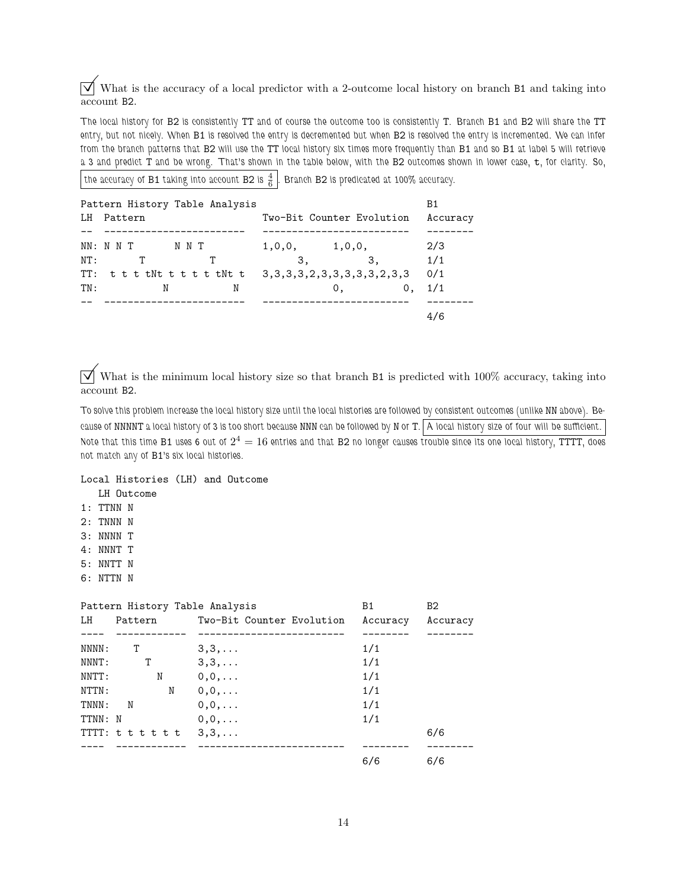☑ What is the accuracy of a local predictor with a 2-outcome local history on branch B1 and taking into account B2.

The local history for B2 is consistently TT and of course the outcome too is consistently T. Branch B1 and B2 will share the TT entry, but not nicely. When B1 is resolved the entry is decremented but when B2 is resolved the entry is incremented. We can infer from the branch patterns that B2 will use the TT local history six times more frequently than B1 and so B1 at label 5 will retrieve a 3 and predict T and be wrong. That's shown in the table below, with the B2 outcomes shown in lower case, t, for clarity. So, the accuracy of B1 taking into account B2 is $\frac{4}{6}$. Branch B2 is predicated at 100% accuracy.

```
Pattern History Table Analysis                                    B1
LH  Pattern                    Two-Bit Counter Evolution   Accuracy
--  ------------------------   -------------------------   --------
NN: N N T       N N T          1,0,0,       1,0,0,         2/3
NT:       T           T               3,          3,       1/1
TT:  t t t tNt t t t t t tNt t   3,3,3,3,2,3,3,3,3,3,3,2,3,3   0/1
TN:          N           N                0,          0,   1/1
--  ------------------------   -------------------------   --------
                                                           4/6
```

☑ What is the minimum local history size so that branch B1 is predicted with 100% accuracy, taking into account B2.

To solve this problem increase the local history size until the local histories are followed by consistent outcomes (unlike NN above). Because of NNNNT a local history of 3 is too short because NNN can be followed by N or T. A local history size of four will be sufficient. Note that this time B1 uses 6 out of $2^4 = 16$ entries and that B2 no longer causes trouble since its one local history, TTTT, does not match any of B1's six local histories.

```
Local Histories (LH) and Outcome
   LH Outcome
1: TTNN N
2: TNNN N
3: NNNN T
4: NNNT T
5: NNTT N
6: NTTN N
```

```
Pattern History Table Analysis                       B1         B2
LH     Pattern       Two-Bit Counter Evolution   Accuracy   Accuracy
----   ------------  -------------------------   --------   --------
NNNN:    T           3,3,...                      1/1
NNNT:      T         3,3,...                      1/1
NNTT:        N       0,0,...                      1/1
NTTN:          N     0,0,...                      1/1
TNNN:    N           0,0,...                      1/1
TTNN: N              0,0,...                      1/1
TTTT: t t t t t t    3,3,...                                 6/6
----   ------------  -------------------------   --------   --------
                                                  6/6        6/6
```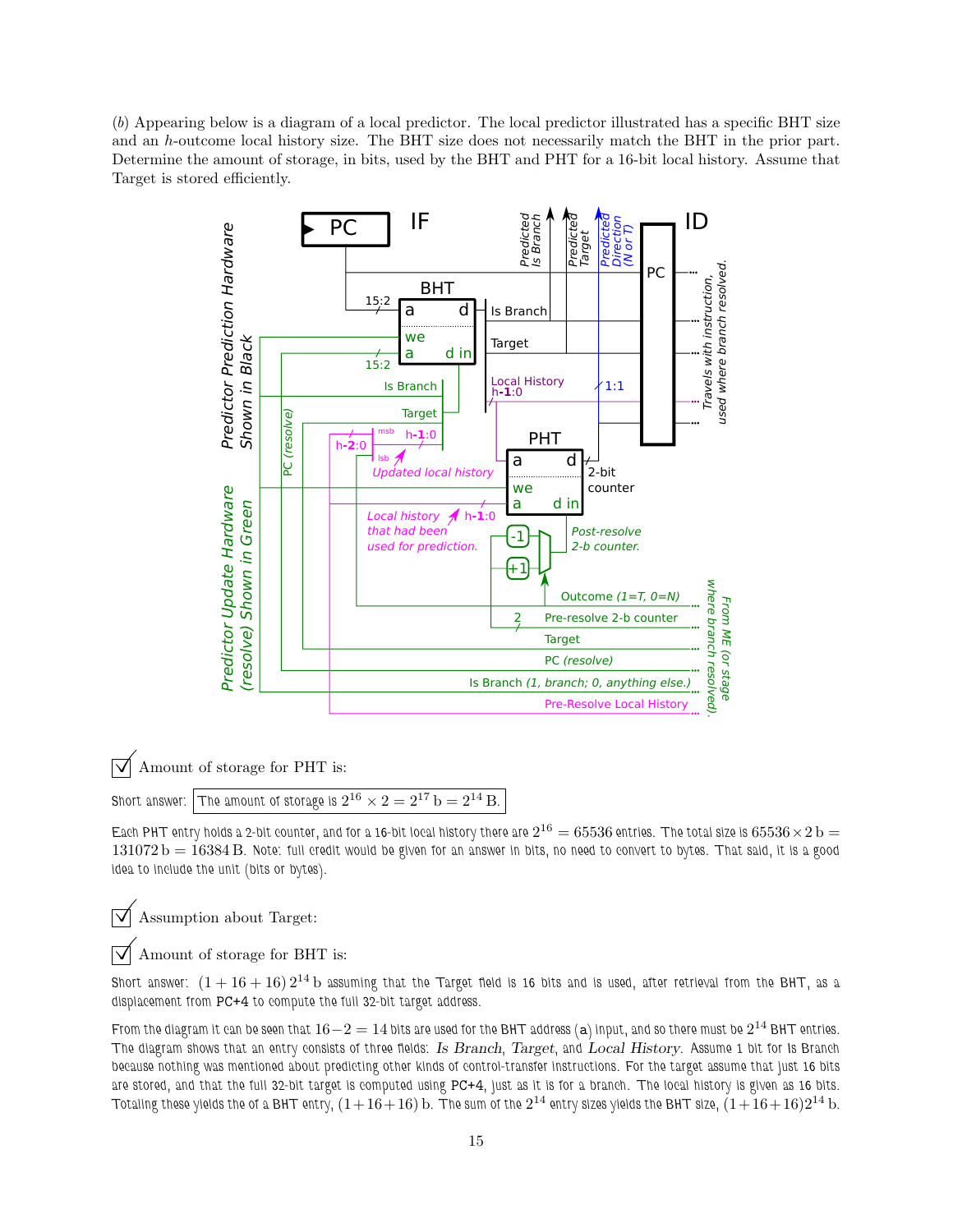(*b*) Appearing below is a diagram of a local predictor. The local predictor illustrated has a specific BHT size and an $h$-outcome local history size. The BHT size does not necessarily match the BHT in the prior part. Determine the amount of storage, in bits, used by the BHT and PHT for a 16-bit local history. Assume that Target is stored efficiently.

☑ Amount of storage for PHT is:

Short answer: The amount of storage is $2^{16} \times 2 = 2^{17}\,\text{b} = 2^{14}\,\text{B}$.

Each PHT entry holds a 2-bit counter, and for a 16-bit local history there are $2^{16} = 65536$ entries. The total size is $65536 \times 2\,\text{b} = 131072\,\text{b} = 16384\,\text{B}$. Note: full credit would be given for an answer in bits, no need to convert to bytes. That said, it is a good idea to include the unit (bits or bytes).

☑ Assumption about Target:

☑ Amount of storage for BHT is:

Short answer: $(1 + 16 + 16)\,2^{14}\,\text{b}$ assuming that the Target field is 16 bits and is used, after retrieval from the BHT, as a displacement from PC+4 to compute the full 32-bit target address.

From the diagram it can be seen that $16 - 2 = 14$ bits are used for the BHT address (a) input, and so there must be $2^{14}$ BHT entries. The diagram shows that an entry consists of three fields: *Is Branch*, *Target*, and *Local History*. Assume 1 bit for Is Branch because nothing was mentioned about predicting other kinds of control-transfer instructions. For the target assume that just 16 bits are stored, and that the full 32-bit target is computed using PC+4, just as it is for a branch. The local history is given as 16 bits. Totaling these yields the of a BHT entry, $(1 + 16 + 16)\,\text{b}$. The sum of the $2^{14}$ entry sizes yields the BHT size, $(1 + 16 + 16)2^{14}\,\text{b}$.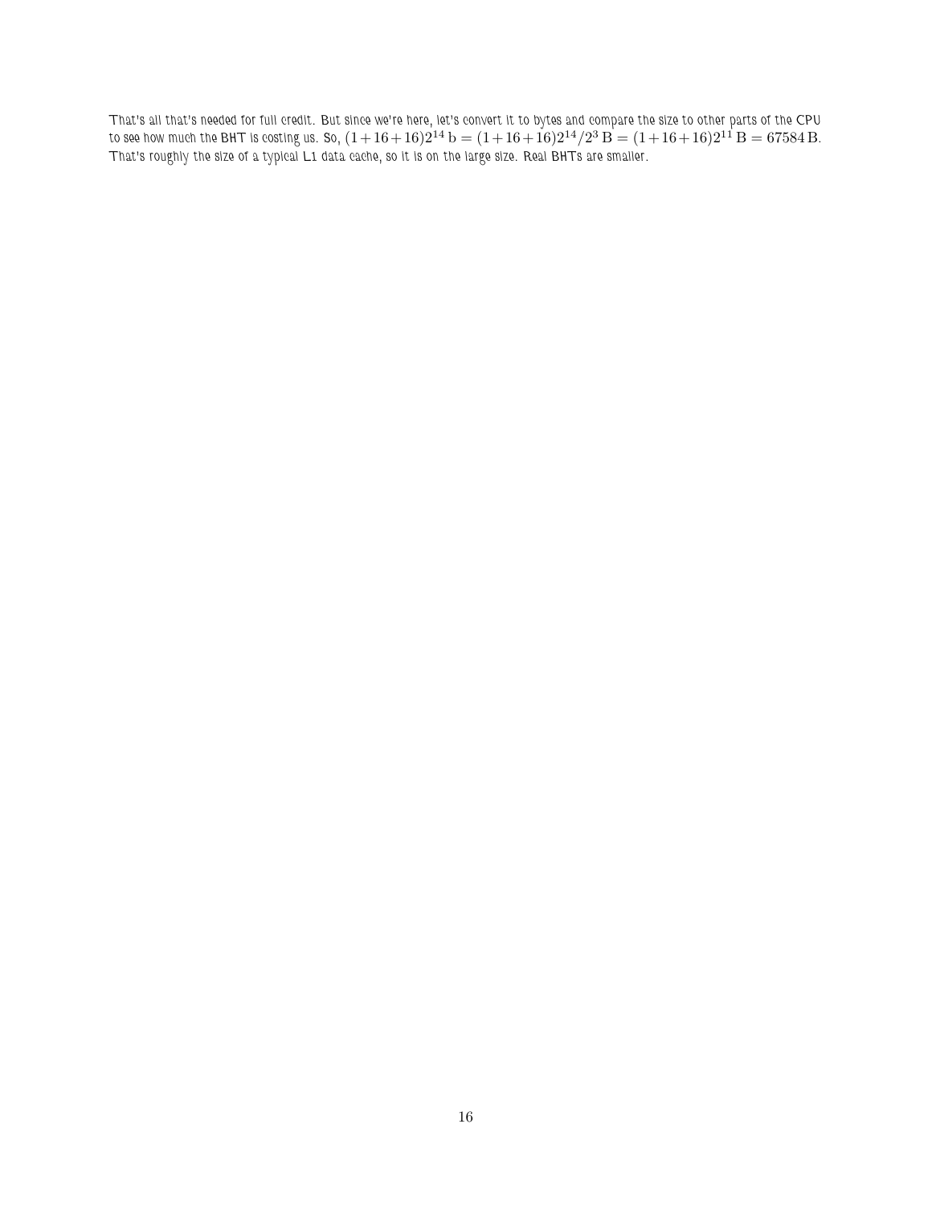That's all that's needed for full credit. But since we're here, let's convert it to bytes and compare the size to other parts of the CPU to see how much the BHT is costing us. So, $(1+16+16)2^{14}\,\mathrm{b} = (1+16+16)2^{14}/2^3\,\mathrm{B} = (1+16+16)2^{11}\,\mathrm{B} = 67584\,\mathrm{B}$. That's roughly the size of a typical L1 data cache, so it is on the large size. Real BHTs are smaller.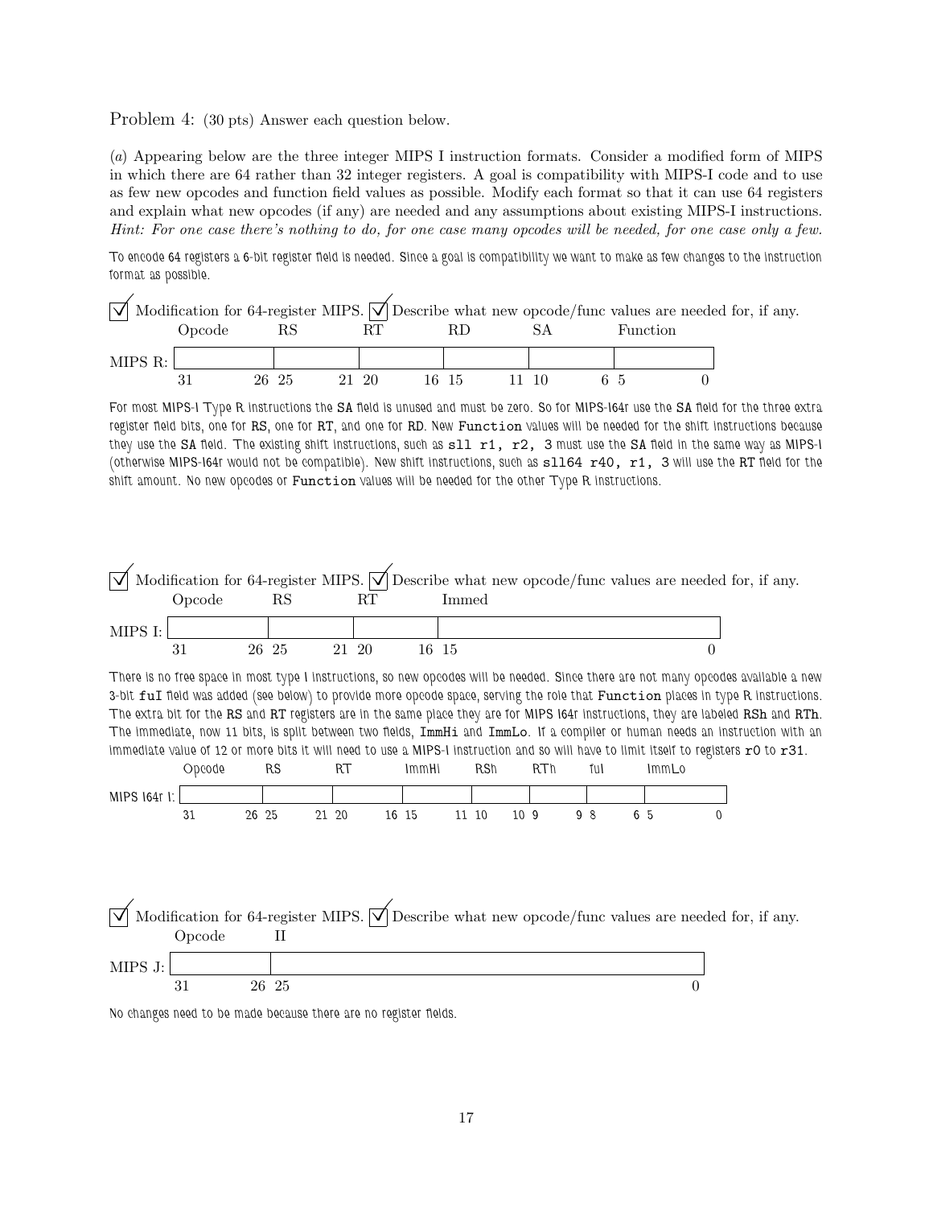Problem 4: (30 pts) Answer each question below.

(*a*) Appearing below are the three integer MIPS I instruction formats. Consider a modified form of MIPS in which there are 64 rather than 32 integer registers. A goal is compatibility with MIPS-I code and to use as few new opcodes and function field values as possible. Modify each format so that it can use 64 registers and explain what new opcodes (if any) are needed and any assumptions about existing MIPS-I instructions. *Hint: For one case there's nothing to do, for one case many opcodes will be needed, for one case only a few.*

To encode 64 registers a 6-bit register field is needed. Since a goal is compatibility we want to make as few changes to the instruction format as possible.

☑ Modification for 64-register MIPS. ☑ Describe what new opcode/func values are needed for, if any.

| | Opcode | RS | RT | RD | SA | Function |
|---|---|---|---|---|---|---|
| MIPS R: | | | | | | |
| | 31 26 | 25 21 | 20 16 | 15 11 | 10 6 | 5 0 |

For most MIPS-I Type R instructions the SA field is unused and must be zero. So for MIPS-I64r use the SA field for the three extra register field bits, one for RS, one for RT, and one for RD. New `Function` values will be needed for the shift instructions because they use the SA field. The existing shift instructions, such as `sll r1, r2, 3` must use the SA field in the same way as MIPS-I (otherwise MIPS-I64r would not be compatible). New shift instructions, such as `sll64 r40, r1, 3` will use the RT field for the shift amount. No new opcodes or `Function` values will be needed for the other Type R instructions.

☑ Modification for 64-register MIPS. ☑ Describe what new opcode/func values are needed for, if any.

| | Opcode | RS | RT | Immed |
|---|---|---|---|---|
| MIPS I: | | | | |
| | 31 26 | 25 21 | 20 16 | 15 0 |

There is no free space in most type I instructions, so new opcodes will be needed. Since there are not many opcodes available a new 3-bit `fuI` field was added (see below) to provide more opcode space, serving the role that `Function` places in type R instructions. The extra bit for the RS and RT registers are in the same place they are for MIPS I64r instructions, they are labeled RSh and RTh. The immediate, now 11 bits, is split between two fields, `ImmHi` and `ImmLo`. If a compiler or human needs an instruction with an immediate value of 12 or more bits it will need to use a MIPS-I instruction and so will have to limit itself to registers `r0` to `r31`.

| | Opcode | RS | RT | ImmHi | RSh | RTh | fuI | ImmLo |
|---|---|---|---|---|---|---|---|---|
| MIPS I64r I: | | | | | | | | |
| | 31 | 26 25 | 21 20 | 16 15 | 11 10 | 10 9 | 9 8 | 6 5 0 |

☑ Modification for 64-register MIPS. ☑ Describe what new opcode/func values are needed for, if any.

| | Opcode | II |
|---|---|---|
| MIPS J: | | |
| | 31 26 | 25 0 |

No changes need to be made because there are no register fields.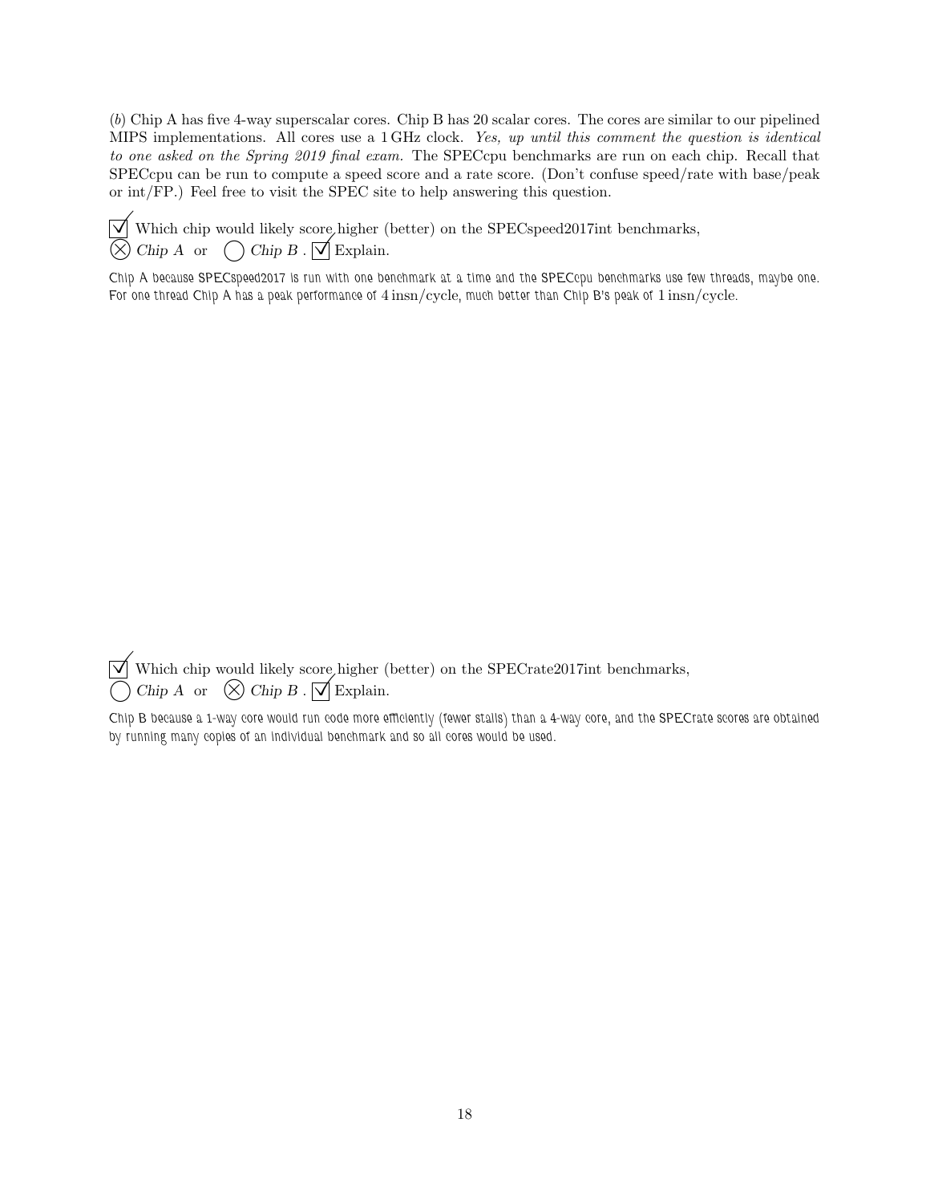(*b*) Chip A has five 4-way superscalar cores. Chip B has 20 scalar cores. The cores are similar to our pipelined MIPS implementations. All cores use a 1 GHz clock. *Yes, up until this comment the question is identical to one asked on the Spring 2019 final exam.* The SPECcpu benchmarks are run on each chip. Recall that SPECcpu can be run to compute a speed score and a rate score. (Don't confuse speed/rate with base/peak or int/FP.) Feel free to visit the SPEC site to help answering this question.

☑ Which chip would likely score higher (better) on the SPECspeed2017int benchmarks,
⊗ *Chip A* or ◯ *Chip B* . ☑ Explain.

Chip A because SPECspeed2017 is run with one benchmark at a time and the SPECcpu benchmarks use few threads, maybe one. For one thread Chip A has a peak performance of 4 insn/cycle, much better than Chip B's peak of 1 insn/cycle.

☑ Which chip would likely score higher (better) on the SPECrate2017int benchmarks,
◯ *Chip A* or ⊗ *Chip B* . ☑ Explain.

Chip B because a 1-way core would run code more efficiently (fewer stalls) than a 4-way core, and the SPECrate scores are obtained by running many copies of an individual benchmark and so all cores would be used.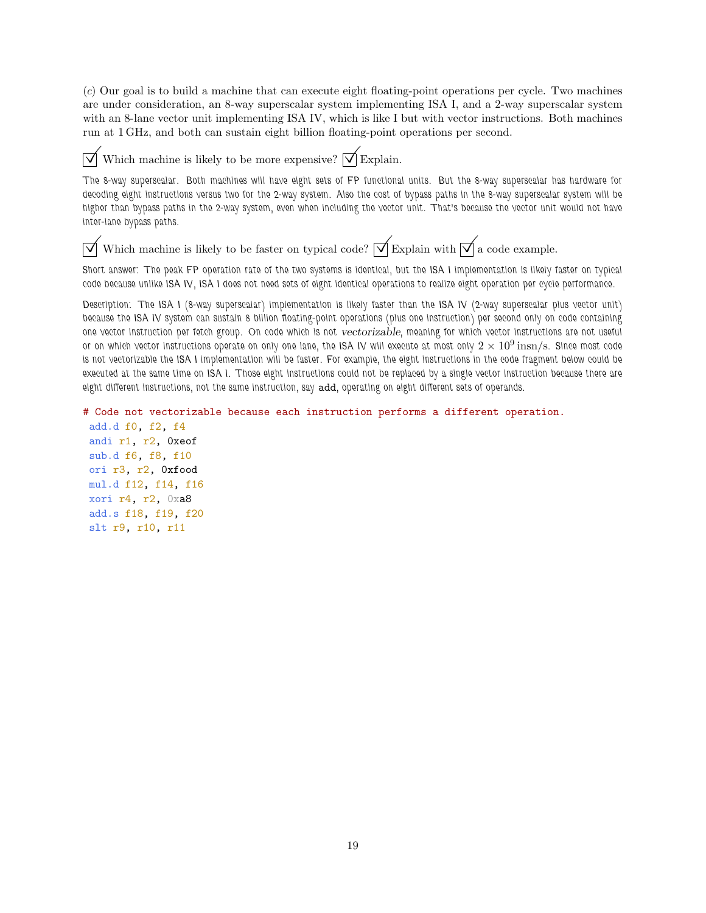(*c*) Our goal is to build a machine that can execute eight floating-point operations per cycle. Two machines are under consideration, an 8-way superscalar system implementing ISA I, and a 2-way superscalar system with an 8-lane vector unit implementing ISA IV, which is like I but with vector instructions. Both machines run at 1 GHz, and both can sustain eight billion floating-point operations per second.

☑ Which machine is likely to be more expensive? ☑ Explain.

The 8-way superscalar. Both machines will have eight sets of FP functional units. But the 8-way superscalar has hardware for decoding eight instructions versus two for the 2-way system. Also the cost of bypass paths in the 8-way superscalar system will be higher than bypass paths in the 2-way system, even when including the vector unit. That's because the vector unit would not have inter-lane bypass paths.

☑ Which machine is likely to be faster on typical code? ☑ Explain with ☑ a code example.

Short answer: The peak FP operation rate of the two systems is identical, but the ISA I implementation is likely faster on typical code because unlike ISA IV, ISA I does not need sets of eight identical operations to realize eight operation per cycle performance.

Description: The ISA I (8-way superscalar) implementation is likely faster than the ISA IV (2-way superscalar plus vector unit) because the ISA IV system can sustain 8 billion floating-point operations (plus one instruction) per second only on code containing one vector instruction per fetch group. On code which is not *vectorizable*, meaning for which vector instructions are not useful or on which vector instructions operate on only one lane, the ISA IV will execute at most only $2 \times 10^9$ insn/s. Since most code is not vectorizable the ISA I implementation will be faster. For example, the eight instructions in the code fragment below could be executed at the same time on ISA I. Those eight instructions could not be replaced by a single vector instruction because there are eight different instructions, not the same instruction, say add, operating on eight different sets of operands.

```
# Code not vectorizable because each instruction performs a different operation.
 add.d f0, f2, f4
 andi r1, r2, 0xeof
 sub.d f6, f8, f10
 ori r3, r2, 0xfood
 mul.d f12, f14, f16
 xori r4, r2, 0xa8
 add.s f18, f19, f20
 slt r9, r10, r11
```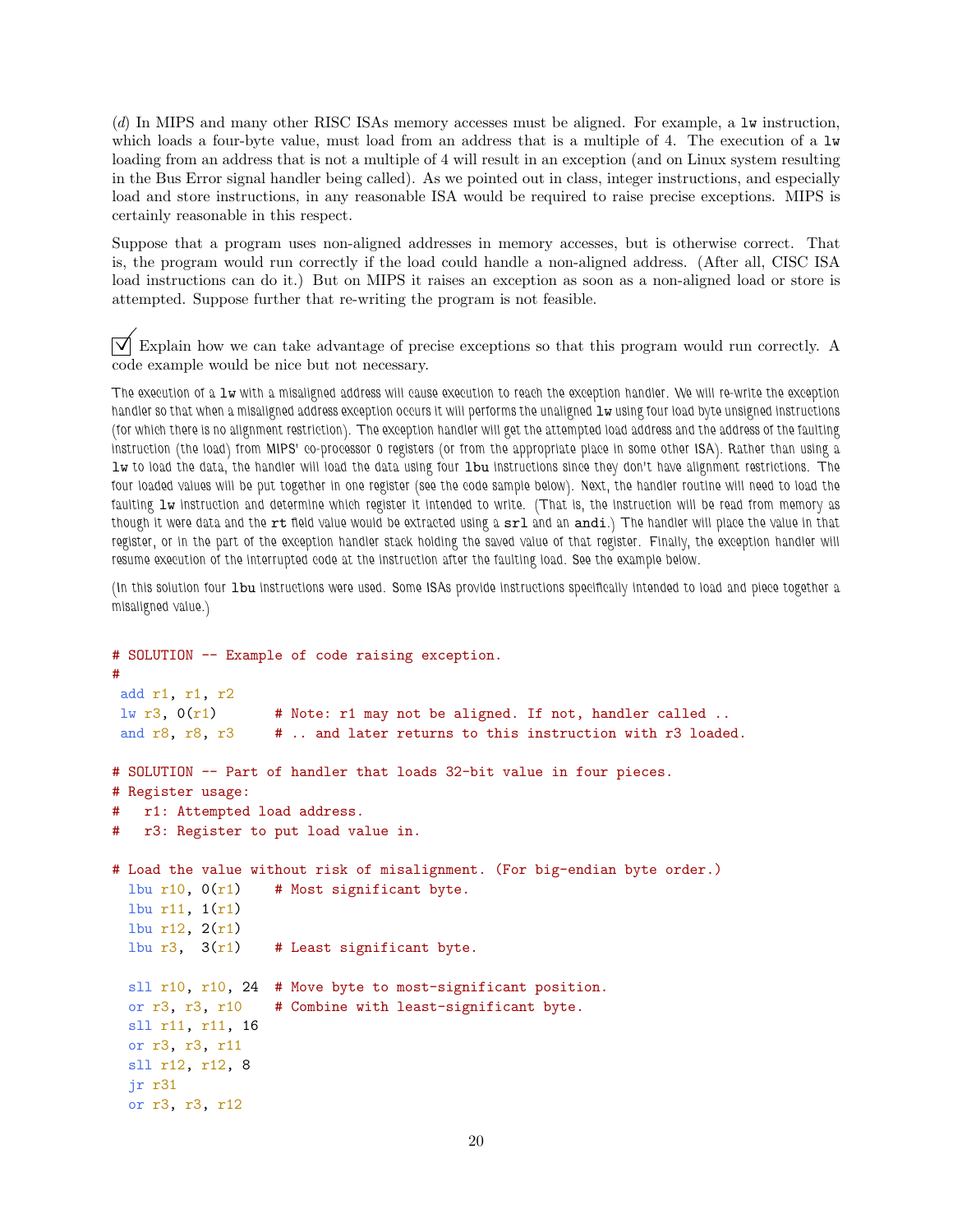(*d*) In MIPS and many other RISC ISAs memory accesses must be aligned. For example, a `lw` instruction, which loads a four-byte value, must load from an address that is a multiple of 4. The execution of a `lw` loading from an address that is not a multiple of 4 will result in an exception (and on Linux system resulting in the Bus Error signal handler being called). As we pointed out in class, integer instructions, and especially load and store instructions, in any reasonable ISA would be required to raise precise exceptions. MIPS is certainly reasonable in this respect.

Suppose that a program uses non-aligned addresses in memory accesses, but is otherwise correct. That is, the program would run correctly if the load could handle a non-aligned address. (After all, CISC ISA load instructions can do it.) But on MIPS it raises an exception as soon as a non-aligned load or store is attempted. Suppose further that re-writing the program is not feasible.

☑ Explain how we can take advantage of precise exceptions so that this program would run correctly. A code example would be nice but not necessary.

The execution of a `lw` with a misaligned address will cause execution to reach the exception handler. We will re-write the exception handler so that when a misaligned address exception occurs it will performs the unaligned `lw` using four load byte unsigned instructions (for which there is no alignment restriction). The exception handler will get the attempted load address and the address of the faulting instruction (the load) from MIPS' co-processor 0 registers (or from the appropriate place in some other ISA). Rather than using a `lw` to load the data, the handler will load the data using four `lbu` instructions since they don't have alignment restrictions. The four loaded values will be put together in one register (see the code sample below). Next, the handler routine will need to load the faulting `lw` instruction and determine which register it intended to write. (That is, the instruction will be read from memory as though it were data and the `rt` field value would be extracted using a `srl` and an `andi`.) The handler will place the value in that register, or in the part of the exception handler stack holding the saved value of that register. Finally, the exception handler will resume execution of the interrupted code at the instruction after the faulting load. See the example below.

(In this solution four `lbu` instructions were used. Some ISAs provide instructions specifically intended to load and piece together a misaligned value.)

```
# SOLUTION -- Example of code raising exception.
#
 add r1, r1, r2
 lw r3, 0(r1)       # Note: r1 may not be aligned. If not, handler called ..
 and r8, r8, r3     # .. and later returns to this instruction with r3 loaded.

# SOLUTION -- Part of handler that loads 32-bit value in four pieces.
# Register usage:
#   r1: Attempted load address.
#   r3: Register to put load value in.

# Load the value without risk of misalignment. (For big-endian byte order.)
  lbu r10, 0(r1)    # Most significant byte.
  lbu r11, 1(r1)
  lbu r12, 2(r1)
  lbu r3,  3(r1)    # Least significant byte.

  sll r10, r10, 24  # Move byte to most-significant position.
  or r3, r3, r10    # Combine with least-significant byte.
  sll r11, r11, 16
  or r3, r3, r11
  sll r12, r12, 8
  jr r31
  or r3, r3, r12
```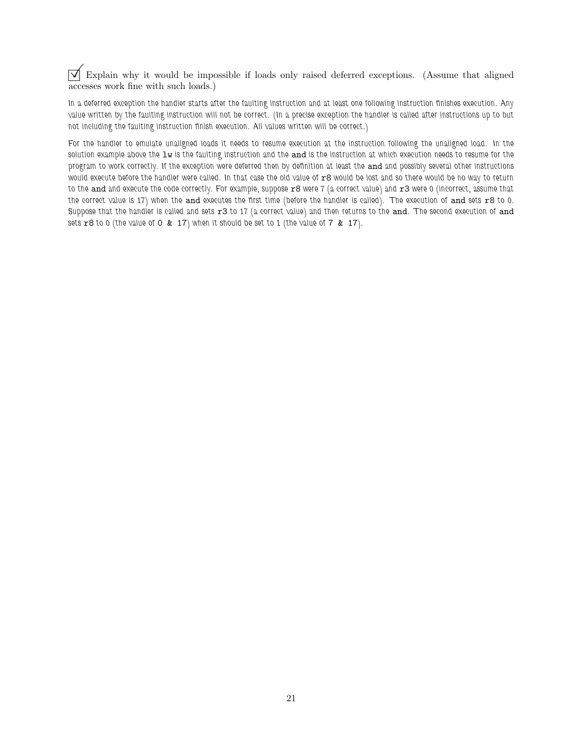☑ Explain why it would be impossible if loads only raised deferred exceptions. (Assume that aligned accesses work fine with such loads.)

*In a deferred exception the handler starts after the faulting instruction and at least one following instruction finishes execution. Any value written by the faulting instruction will not be correct. (In a precise exception the handler is called after instructions up to but not including the faulting instruction finish execution. All values written will be correct.)*

*For the handler to emulate unaligned loads it needs to resume execution at the instruction following the unaligned load. In the solution example above the* `lw` *is the faulting instruction and the* `and` *is the instruction at which execution needs to resume for the program to work correctly. If the exception were deferred then by definition at least the* `and` *and possibly several other instructions would execute before the handler were called. In that case the old value of* `r8` *would be lost and so there would be no way to return to the* `and` *and execute the code correctly. For example, suppose* `r8` *were 7 (a correct value) and* `r3` *were 0 (incorrect, assume that the correct value is 17) when the* `and` *executes the first time (before the handler is called). The execution of* `and` *sets* `r8` *to 0. Suppose that the handler is called and sets* `r3` *to 17 (a correct value) and then returns to the* `and`*. The second execution of* `and` *sets* `r8` *to 0 (the value of* `0 & 17`*) when it should be set to 1 (the value of* `7 & 17`*).*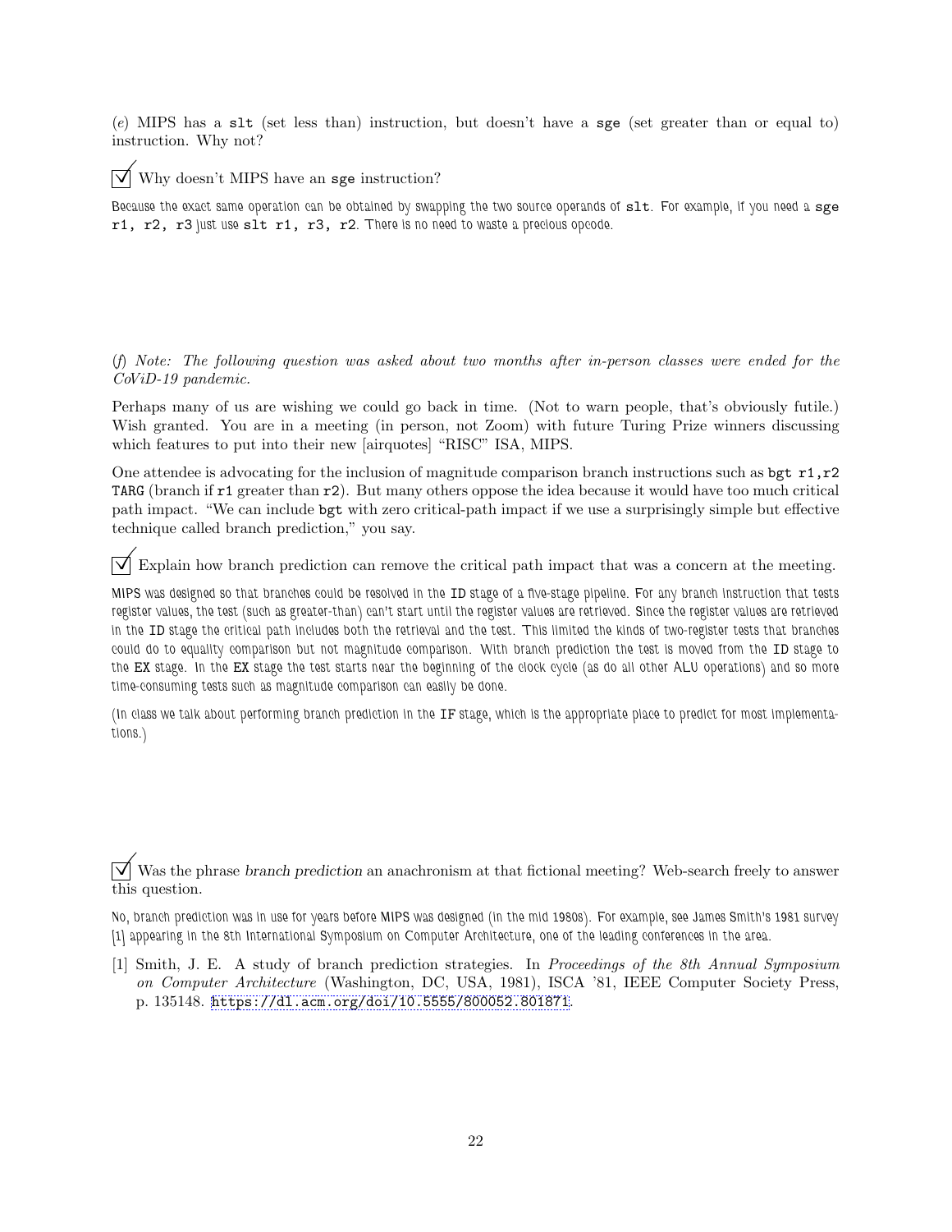(*e*) MIPS has a `slt` (set less than) instruction, but doesn't have a `sge` (set greater than or equal to) instruction. Why not?

☑ Why doesn't MIPS have an `sge` instruction?

*Because the exact same operation can be obtained by swapping the two source operands of `slt`. For example, if you need a `sge r1, r2, r3` just use `slt r1, r3, r2`. There is no need to waste a precious opcode.*

(*f*) *Note: The following question was asked about two months after in-person classes were ended for the CoViD-19 pandemic.*

Perhaps many of us are wishing we could go back in time. (Not to warn people, that's obviously futile.) Wish granted. You are in a meeting (in person, not Zoom) with future Turing Prize winners discussing which features to put into their new [airquotes] "RISC" ISA, MIPS.

One attendee is advocating for the inclusion of magnitude comparison branch instructions such as `bgt r1,r2 TARG` (branch if `r1` greater than `r2`). But many others oppose the idea because it would have too much critical path impact. "We can include `bgt` with zero critical-path impact if we use a surprisingly simple but effective technique called branch prediction," you say.

☑ Explain how branch prediction can remove the critical path impact that was a concern at the meeting.

*MIPS was designed so that branches could be resolved in the `ID` stage of a five-stage pipeline. For any branch instruction that tests register values, the test (such as greater-than) can't start until the register values are retrieved. Since the register values are retrieved in the `ID` stage the critical path includes both the retrieval and the test. This limited the kinds of two-register tests that branches could do to equality comparison but not magnitude comparison. With branch prediction the test is moved from the `ID` stage to the `EX` stage. In the `EX` stage the test starts near the beginning of the clock cycle (as do all other ALU operations) and so more time-consuming tests such as magnitude comparison can easily be done.*

*(In class we talk about performing branch prediction in the `IF` stage, which is the appropriate place to predict for most implementations.)*

☑ Was the phrase *branch prediction* an anachronism at that fictional meeting? Web-search freely to answer this question.

*No, branch prediction was in use for years before MIPS was designed (in the mid 1980s). For example, see James Smith's 1981 survey [1] appearing in the 8th International Symposium on Computer Architecture, one of the leading conferences in the area.*

[1] Smith, J. E. A study of branch prediction strategies. In *Proceedings of the 8th Annual Symposium on Computer Architecture* (Washington, DC, USA, 1981), ISCA '81, IEEE Computer Society Press, p. 135148. https://dl.acm.org/doi/10.5555/800052.801871.